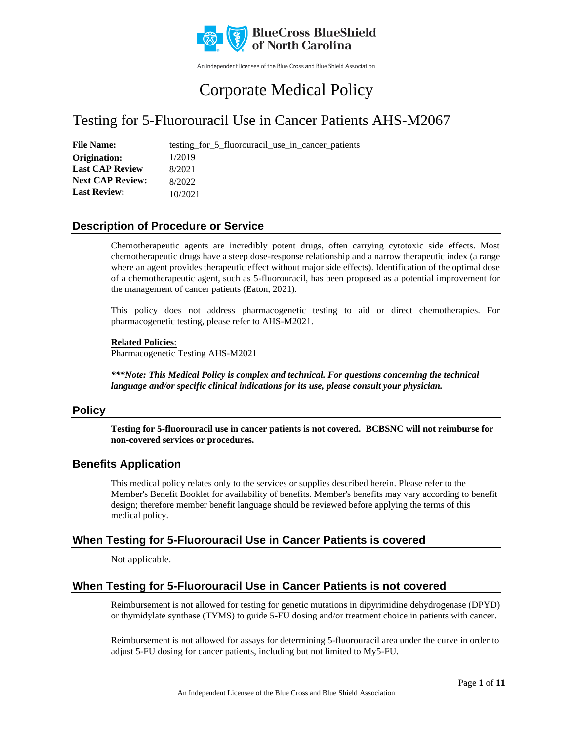BlueCross BlueShield of North Carolina

An independent licensee of the Blue Cross and Blue Shield Association

# Corporate Medical Policy

## Testing for 5-Fluorouracil Use in Cancer Patients AHS-M2067

**File Name:** testing_for_5_fluorouracil_use_in_cancer_patients
**Origination:** 1/2019
**Last CAP Review** 8/2021
**Next CAP Review:** 8/2022
**Last Review:** 10/2021

### Description of Procedure or Service

Chemotherapeutic agents are incredibly potent drugs, often carrying cytotoxic side effects. Most chemotherapeutic drugs have a steep dose-response relationship and a narrow therapeutic index (a range where an agent provides therapeutic effect without major side effects). Identification of the optimal dose of a chemotherapeutic agent, such as 5-fluorouracil, has been proposed as a potential improvement for the management of cancer patients (Eaton, 2021).

This policy does not address pharmacogenetic testing to aid or direct chemotherapies. For pharmacogenetic testing, please refer to AHS-M2021.

**Related Policies**:
Pharmacogenetic Testing AHS-M2021

***\*\*\*Note: This Medical Policy is complex and technical. For questions concerning the technical language and/or specific clinical indications for its use, please consult your physician.***

### Policy

**Testing for 5-fluorouracil use in cancer patients is not covered. BCBSNC will not reimburse for non-covered services or procedures.**

### Benefits Application

This medical policy relates only to the services or supplies described herein. Please refer to the Member's Benefit Booklet for availability of benefits. Member's benefits may vary according to benefit design; therefore member benefit language should be reviewed before applying the terms of this medical policy.

### When Testing for 5-Fluorouracil Use in Cancer Patients is covered

Not applicable.

### When Testing for 5-Fluorouracil Use in Cancer Patients is not covered

Reimbursement is not allowed for testing for genetic mutations in dipyrimidine dehydrogenase (DPYD) or thymidylate synthase (TYMS) to guide 5-FU dosing and/or treatment choice in patients with cancer.

Reimbursement is not allowed for assays for determining 5-fluorouracil area under the curve in order to adjust 5-FU dosing for cancer patients, including but not limited to My5-FU.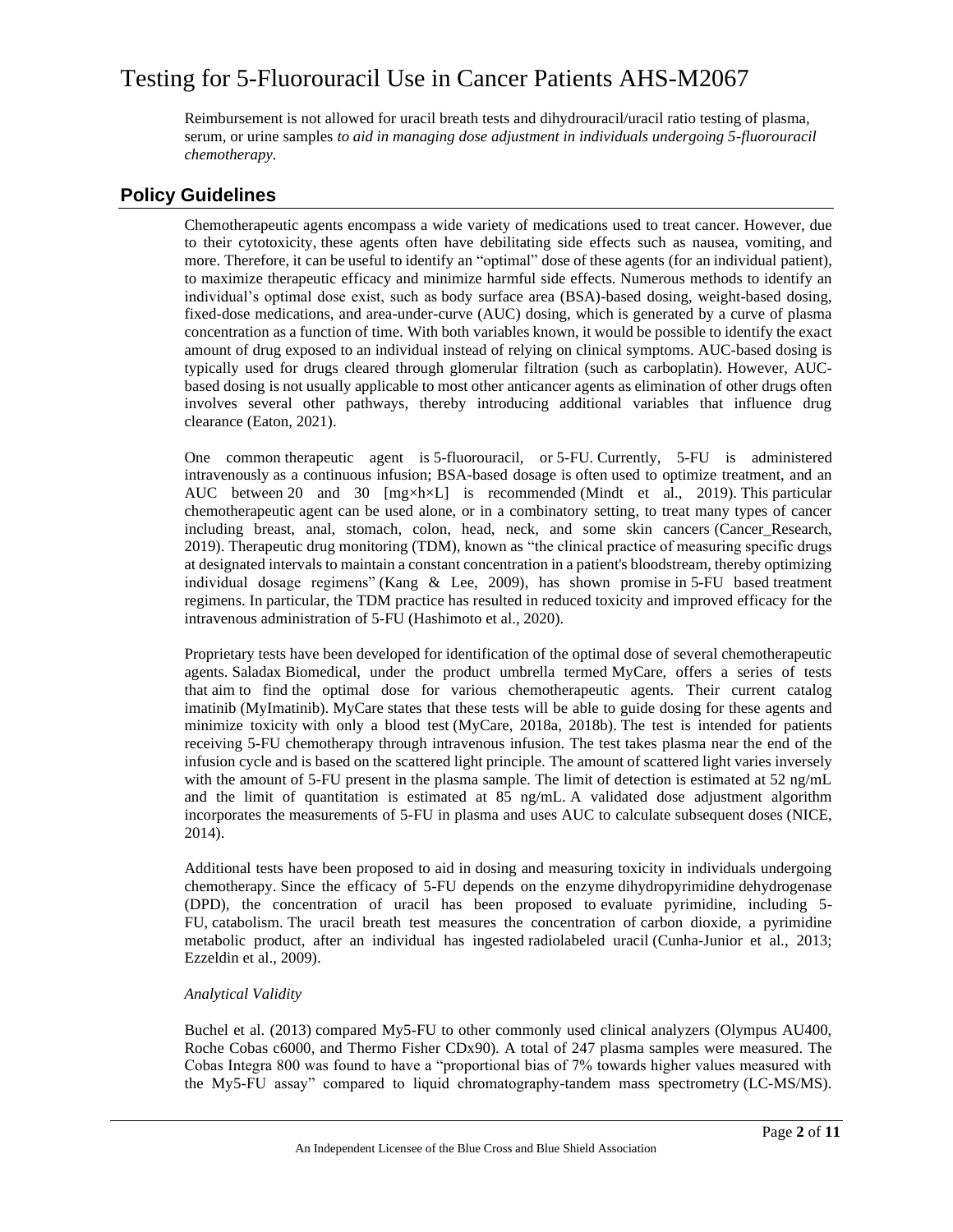Reimbursement is not allowed for uracil breath tests and dihydrouracil/uracil ratio testing of plasma, serum, or urine samples *to aid in managing dose adjustment in individuals undergoing 5-fluorouracil chemotherapy.*

## Policy Guidelines

Chemotherapeutic agents encompass a wide variety of medications used to treat cancer. However, due to their cytotoxicity, these agents often have debilitating side effects such as nausea, vomiting, and more. Therefore, it can be useful to identify an "optimal" dose of these agents (for an individual patient), to maximize therapeutic efficacy and minimize harmful side effects. Numerous methods to identify an individual's optimal dose exist, such as body surface area (BSA)-based dosing, weight-based dosing, fixed-dose medications, and area-under-curve (AUC) dosing, which is generated by a curve of plasma concentration as a function of time. With both variables known, it would be possible to identify the exact amount of drug exposed to an individual instead of relying on clinical symptoms. AUC-based dosing is typically used for drugs cleared through glomerular filtration (such as carboplatin). However, AUC-based dosing is not usually applicable to most other anticancer agents as elimination of other drugs often involves several other pathways, thereby introducing additional variables that influence drug clearance (Eaton, 2021).

One common therapeutic agent is 5-fluorouracil, or 5-FU. Currently, 5-FU is administered intravenously as a continuous infusion; BSA-based dosage is often used to optimize treatment, and an AUC between 20 and 30 [mg×h×L] is recommended (Mindt et al., 2019). This particular chemotherapeutic agent can be used alone, or in a combinatory setting, to treat many types of cancer including breast, anal, stomach, colon, head, neck, and some skin cancers (Cancer_Research, 2019). Therapeutic drug monitoring (TDM), known as "the clinical practice of measuring specific drugs at designated intervals to maintain a constant concentration in a patient's bloodstream, thereby optimizing individual dosage regimens" (Kang & Lee, 2009), has shown promise in 5-FU based treatment regimens. In particular, the TDM practice has resulted in reduced toxicity and improved efficacy for the intravenous administration of 5-FU (Hashimoto et al., 2020).

Proprietary tests have been developed for identification of the optimal dose of several chemotherapeutic agents. Saladax Biomedical, under the product umbrella termed MyCare, offers a series of tests that aim to find the optimal dose for various chemotherapeutic agents. Their current catalog imatinib (MyImatinib). MyCare states that these tests will be able to guide dosing for these agents and minimize toxicity with only a blood test (MyCare, 2018a, 2018b). The test is intended for patients receiving 5-FU chemotherapy through intravenous infusion. The test takes plasma near the end of the infusion cycle and is based on the scattered light principle. The amount of scattered light varies inversely with the amount of 5-FU present in the plasma sample. The limit of detection is estimated at 52 ng/mL and the limit of quantitation is estimated at 85 ng/mL. A validated dose adjustment algorithm incorporates the measurements of 5-FU in plasma and uses AUC to calculate subsequent doses (NICE, 2014).

Additional tests have been proposed to aid in dosing and measuring toxicity in individuals undergoing chemotherapy. Since the efficacy of 5-FU depends on the enzyme dihydropyrimidine dehydrogenase (DPD), the concentration of uracil has been proposed to evaluate pyrimidine, including 5-FU, catabolism. The uracil breath test measures the concentration of carbon dioxide, a pyrimidine metabolic product, after an individual has ingested radiolabeled uracil (Cunha-Junior et al., 2013; Ezzeldin et al., 2009).

*Analytical Validity*

Buchel et al. (2013) compared My5-FU to other commonly used clinical analyzers (Olympus AU400, Roche Cobas c6000, and Thermo Fisher CDx90). A total of 247 plasma samples were measured. The Cobas Integra 800 was found to have a "proportional bias of 7% towards higher values measured with the My5-FU assay" compared to liquid chromatography-tandem mass spectrometry (LC-MS/MS).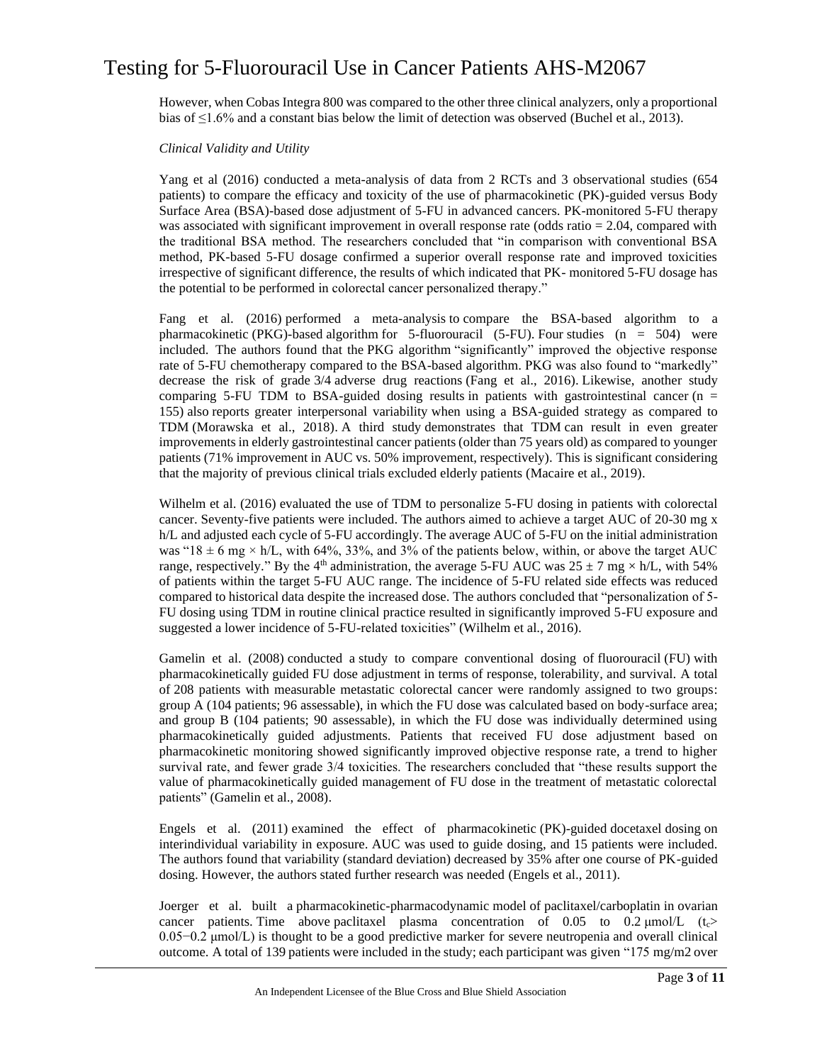However, when Cobas Integra 800 was compared to the other three clinical analyzers, only a proportional bias of ≤1.6% and a constant bias below the limit of detection was observed (Buchel et al., 2013).

*Clinical Validity and Utility*

Yang et al (2016) conducted a meta-analysis of data from 2 RCTs and 3 observational studies (654 patients) to compare the efficacy and toxicity of the use of pharmacokinetic (PK)-guided versus Body Surface Area (BSA)-based dose adjustment of 5-FU in advanced cancers. PK-monitored 5-FU therapy was associated with significant improvement in overall response rate (odds ratio = 2.04, compared with the traditional BSA method. The researchers concluded that "in comparison with conventional BSA method, PK-based 5-FU dosage confirmed a superior overall response rate and improved toxicities irrespective of significant difference, the results of which indicated that PK- monitored 5-FU dosage has the potential to be performed in colorectal cancer personalized therapy."

Fang et al. (2016) performed a meta-analysis to compare the BSA-based algorithm to a pharmacokinetic (PKG)-based algorithm for 5-fluorouracil (5-FU). Four studies (n = 504) were included. The authors found that the PKG algorithm "significantly" improved the objective response rate of 5-FU chemotherapy compared to the BSA-based algorithm. PKG was also found to "markedly" decrease the risk of grade 3/4 adverse drug reactions (Fang et al., 2016). Likewise, another study comparing 5-FU TDM to BSA-guided dosing results in patients with gastrointestinal cancer (n = 155) also reports greater interpersonal variability when using a BSA-guided strategy as compared to TDM (Morawska et al., 2018). A third study demonstrates that TDM can result in even greater improvements in elderly gastrointestinal cancer patients (older than 75 years old) as compared to younger patients (71% improvement in AUC vs. 50% improvement, respectively). This is significant considering that the majority of previous clinical trials excluded elderly patients (Macaire et al., 2019).

Wilhelm et al. (2016) evaluated the use of TDM to personalize 5-FU dosing in patients with colorectal cancer. Seventy-five patients were included. The authors aimed to achieve a target AUC of 20-30 mg x h/L and adjusted each cycle of 5-FU accordingly. The average AUC of 5-FU on the initial administration was "18 ± 6 mg × h/L, with 64%, 33%, and 3% of the patients below, within, or above the target AUC range, respectively." By the 4th administration, the average 5-FU AUC was 25 ± 7 mg × h/L, with 54% of patients within the target 5-FU AUC range. The incidence of 5-FU related side effects was reduced compared to historical data despite the increased dose. The authors concluded that "personalization of 5-FU dosing using TDM in routine clinical practice resulted in significantly improved 5-FU exposure and suggested a lower incidence of 5-FU-related toxicities" (Wilhelm et al., 2016).

Gamelin et al. (2008) conducted a study to compare conventional dosing of fluorouracil (FU) with pharmacokinetically guided FU dose adjustment in terms of response, tolerability, and survival. A total of 208 patients with measurable metastatic colorectal cancer were randomly assigned to two groups: group A (104 patients; 96 assessable), in which the FU dose was calculated based on body-surface area; and group B (104 patients; 90 assessable), in which the FU dose was individually determined using pharmacokinetically guided adjustments. Patients that received FU dose adjustment based on pharmacokinetic monitoring showed significantly improved objective response rate, a trend to higher survival rate, and fewer grade 3/4 toxicities. The researchers concluded that "these results support the value of pharmacokinetically guided management of FU dose in the treatment of metastatic colorectal patients" (Gamelin et al., 2008).

Engels et al. (2011) examined the effect of pharmacokinetic (PK)-guided docetaxel dosing on interindividual variability in exposure. AUC was used to guide dosing, and 15 patients were included. The authors found that variability (standard deviation) decreased by 35% after one course of PK-guided dosing. However, the authors stated further research was needed (Engels et al., 2011).

Joerger et al. built a pharmacokinetic-pharmacodynamic model of paclitaxel/carboplatin in ovarian cancer patients. Time above paclitaxel plasma concentration of 0.05 to 0.2 μmol/L ($t_c$> 0.05−0.2 μmol/L) is thought to be a good predictive marker for severe neutropenia and overall clinical outcome. A total of 139 patients were included in the study; each participant was given "175 mg/m2 over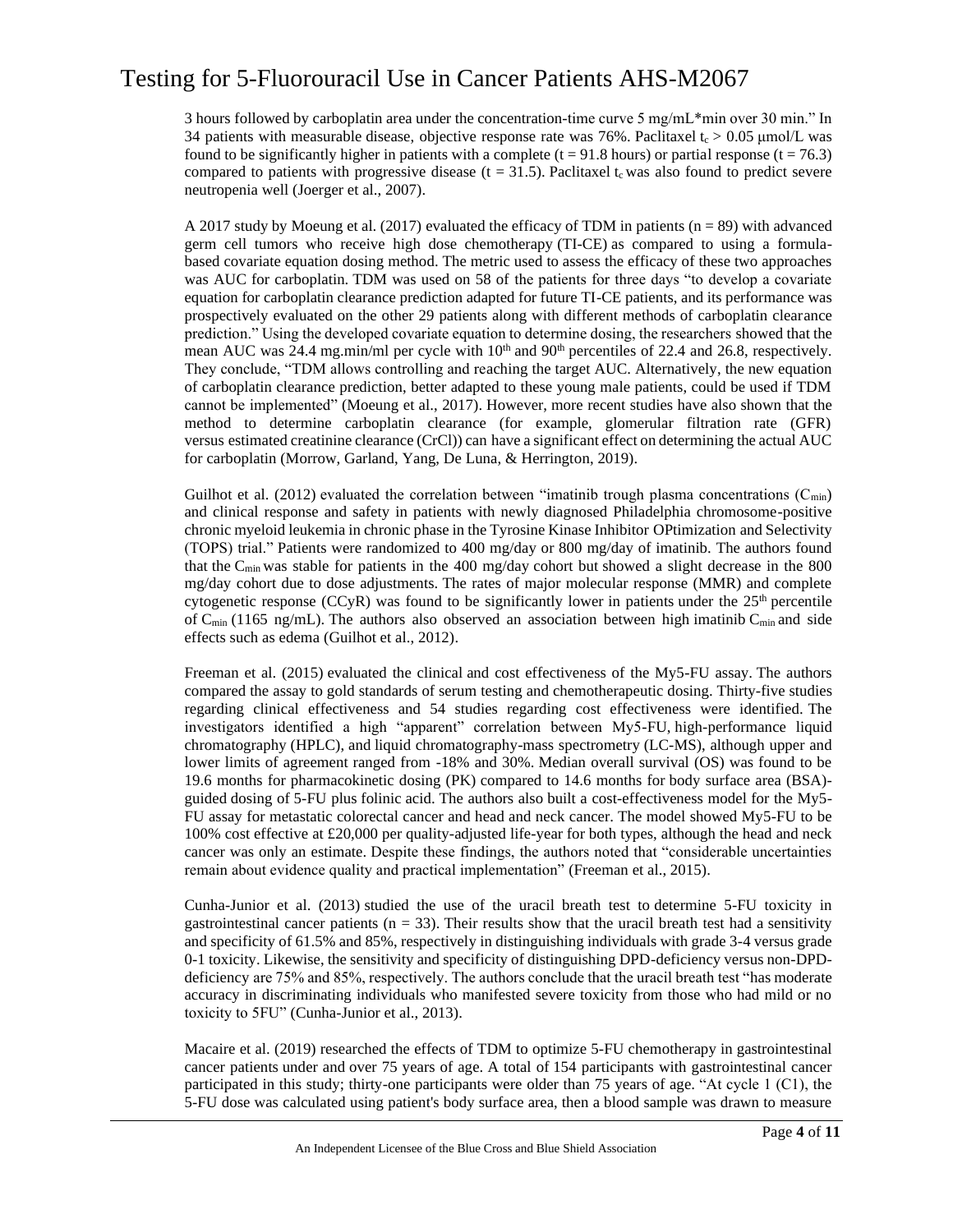3 hours followed by carboplatin area under the concentration-time curve 5 mg/mL*min over 30 min." In 34 patients with measurable disease, objective response rate was 76%. Paclitaxel $t_c > 0.05$ μmol/L was found to be significantly higher in patients with a complete (t = 91.8 hours) or partial response (t = 76.3) compared to patients with progressive disease (t = 31.5). Paclitaxel $t_c$ was also found to predict severe neutropenia well (Joerger et al., 2007).

A 2017 study by Moeung et al. (2017) evaluated the efficacy of TDM in patients (n = 89) with advanced germ cell tumors who receive high dose chemotherapy (TI-CE) as compared to using a formula-based covariate equation dosing method. The metric used to assess the efficacy of these two approaches was AUC for carboplatin. TDM was used on 58 of the patients for three days "to develop a covariate equation for carboplatin clearance prediction adapted for future TI-CE patients, and its performance was prospectively evaluated on the other 29 patients along with different methods of carboplatin clearance prediction." Using the developed covariate equation to determine dosing, the researchers showed that the mean AUC was 24.4 mg.min/ml per cycle with 10th and 90th percentiles of 22.4 and 26.8, respectively. They conclude, "TDM allows controlling and reaching the target AUC. Alternatively, the new equation of carboplatin clearance prediction, better adapted to these young male patients, could be used if TDM cannot be implemented" (Moeung et al., 2017). However, more recent studies have also shown that the method to determine carboplatin clearance (for example, glomerular filtration rate (GFR) versus estimated creatinine clearance (CrCl)) can have a significant effect on determining the actual AUC for carboplatin (Morrow, Garland, Yang, De Luna, & Herrington, 2019).

Guilhot et al. (2012) evaluated the correlation between "imatinib trough plasma concentrations ($C_{min}$) and clinical response and safety in patients with newly diagnosed Philadelphia chromosome-positive chronic myeloid leukemia in chronic phase in the Tyrosine Kinase Inhibitor OPtimization and Selectivity (TOPS) trial." Patients were randomized to 400 mg/day or 800 mg/day of imatinib. The authors found that the $C_{min}$ was stable for patients in the 400 mg/day cohort but showed a slight decrease in the 800 mg/day cohort due to dose adjustments. The rates of major molecular response (MMR) and complete cytogenetic response (CCyR) was found to be significantly lower in patients under the 25th percentile of $C_{min}$ (1165 ng/mL). The authors also observed an association between high imatinib $C_{min}$ and side effects such as edema (Guilhot et al., 2012).

Freeman et al. (2015) evaluated the clinical and cost effectiveness of the My5-FU assay. The authors compared the assay to gold standards of serum testing and chemotherapeutic dosing. Thirty-five studies regarding clinical effectiveness and 54 studies regarding cost effectiveness were identified. The investigators identified a high "apparent" correlation between My5-FU, high-performance liquid chromatography (HPLC), and liquid chromatography-mass spectrometry (LC-MS), although upper and lower limits of agreement ranged from -18% and 30%. Median overall survival (OS) was found to be 19.6 months for pharmacokinetic dosing (PK) compared to 14.6 months for body surface area (BSA)-guided dosing of 5-FU plus folinic acid. The authors also built a cost-effectiveness model for the My5-FU assay for metastatic colorectal cancer and head and neck cancer. The model showed My5-FU to be 100% cost effective at £20,000 per quality-adjusted life-year for both types, although the head and neck cancer was only an estimate. Despite these findings, the authors noted that "considerable uncertainties remain about evidence quality and practical implementation" (Freeman et al., 2015).

Cunha-Junior et al. (2013) studied the use of the uracil breath test to determine 5-FU toxicity in gastrointestinal cancer patients (n = 33). Their results show that the uracil breath test had a sensitivity and specificity of 61.5% and 85%, respectively in distinguishing individuals with grade 3-4 versus grade 0-1 toxicity. Likewise, the sensitivity and specificity of distinguishing DPD-deficiency versus non-DPD-deficiency are 75% and 85%, respectively. The authors conclude that the uracil breath test "has moderate accuracy in discriminating individuals who manifested severe toxicity from those who had mild or no toxicity to 5FU" (Cunha-Junior et al., 2013).

Macaire et al. (2019) researched the effects of TDM to optimize 5-FU chemotherapy in gastrointestinal cancer patients under and over 75 years of age. A total of 154 participants with gastrointestinal cancer participated in this study; thirty-one participants were older than 75 years of age. "At cycle 1 (C1), the 5-FU dose was calculated using patient's body surface area, then a blood sample was drawn to measure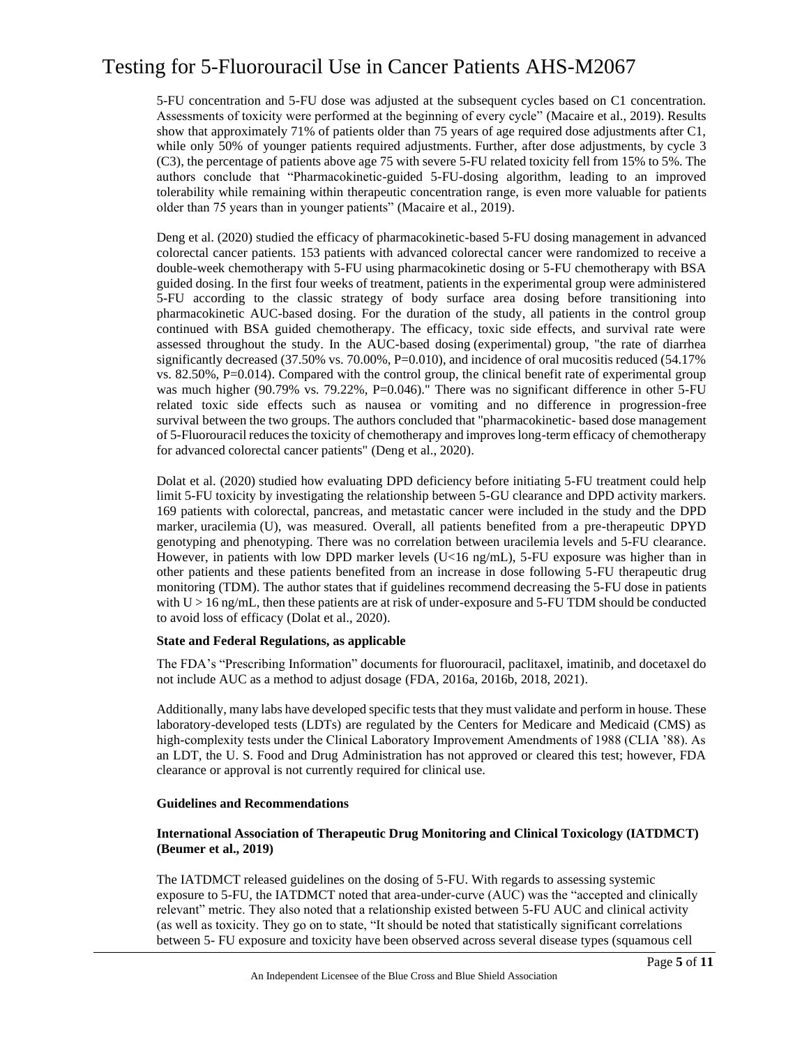5-FU concentration and 5-FU dose was adjusted at the subsequent cycles based on C1 concentration. Assessments of toxicity were performed at the beginning of every cycle" (Macaire et al., 2019). Results show that approximately 71% of patients older than 75 years of age required dose adjustments after C1, while only 50% of younger patients required adjustments. Further, after dose adjustments, by cycle 3 (C3), the percentage of patients above age 75 with severe 5-FU related toxicity fell from 15% to 5%. The authors conclude that "Pharmacokinetic-guided 5-FU-dosing algorithm, leading to an improved tolerability while remaining within therapeutic concentration range, is even more valuable for patients older than 75 years than in younger patients" (Macaire et al., 2019).

Deng et al. (2020) studied the efficacy of pharmacokinetic-based 5-FU dosing management in advanced colorectal cancer patients. 153 patients with advanced colorectal cancer were randomized to receive a double-week chemotherapy with 5-FU using pharmacokinetic dosing or 5-FU chemotherapy with BSA guided dosing. In the first four weeks of treatment, patients in the experimental group were administered 5-FU according to the classic strategy of body surface area dosing before transitioning into pharmacokinetic AUC-based dosing. For the duration of the study, all patients in the control group continued with BSA guided chemotherapy. The efficacy, toxic side effects, and survival rate were assessed throughout the study. In the AUC-based dosing (experimental) group, "the rate of diarrhea significantly decreased (37.50% vs. 70.00%, P=0.010), and incidence of oral mucositis reduced (54.17% vs. 82.50%, P=0.014). Compared with the control group, the clinical benefit rate of experimental group was much higher (90.79% vs. 79.22%, P=0.046)." There was no significant difference in other 5-FU related toxic side effects such as nausea or vomiting and no difference in progression-free survival between the two groups. The authors concluded that "pharmacokinetic- based dose management of 5-Fluorouracil reduces the toxicity of chemotherapy and improves long-term efficacy of chemotherapy for advanced colorectal cancer patients" (Deng et al., 2020).

Dolat et al. (2020) studied how evaluating DPD deficiency before initiating 5-FU treatment could help limit 5-FU toxicity by investigating the relationship between 5-GU clearance and DPD activity markers. 169 patients with colorectal, pancreas, and metastatic cancer were included in the study and the DPD marker, uracilemia (U), was measured. Overall, all patients benefited from a pre-therapeutic DPYD genotyping and phenotyping. There was no correlation between uracilemia levels and 5-FU clearance. However, in patients with low DPD marker levels (U<16 ng/mL), 5-FU exposure was higher than in other patients and these patients benefited from an increase in dose following 5-FU therapeutic drug monitoring (TDM). The author states that if guidelines recommend decreasing the 5-FU dose in patients with U > 16 ng/mL, then these patients are at risk of under-exposure and 5-FU TDM should be conducted to avoid loss of efficacy (Dolat et al., 2020).

**State and Federal Regulations, as applicable**

The FDA's "Prescribing Information" documents for fluorouracil, paclitaxel, imatinib, and docetaxel do not include AUC as a method to adjust dosage (FDA, 2016a, 2016b, 2018, 2021).

Additionally, many labs have developed specific tests that they must validate and perform in house. These laboratory-developed tests (LDTs) are regulated by the Centers for Medicare and Medicaid (CMS) as high-complexity tests under the Clinical Laboratory Improvement Amendments of 1988 (CLIA '88). As an LDT, the U. S. Food and Drug Administration has not approved or cleared this test; however, FDA clearance or approval is not currently required for clinical use.

**Guidelines and Recommendations**

**International Association of Therapeutic Drug Monitoring and Clinical Toxicology (IATDMCT) (Beumer et al., 2019)**

The IATDMCT released guidelines on the dosing of 5-FU. With regards to assessing systemic exposure to 5-FU, the IATDMCT noted that area-under-curve (AUC) was the "accepted and clinically relevant" metric. They also noted that a relationship existed between 5-FU AUC and clinical activity (as well as toxicity. They go on to state, "It should be noted that statistically significant correlations between 5- FU exposure and toxicity have been observed across several disease types (squamous cell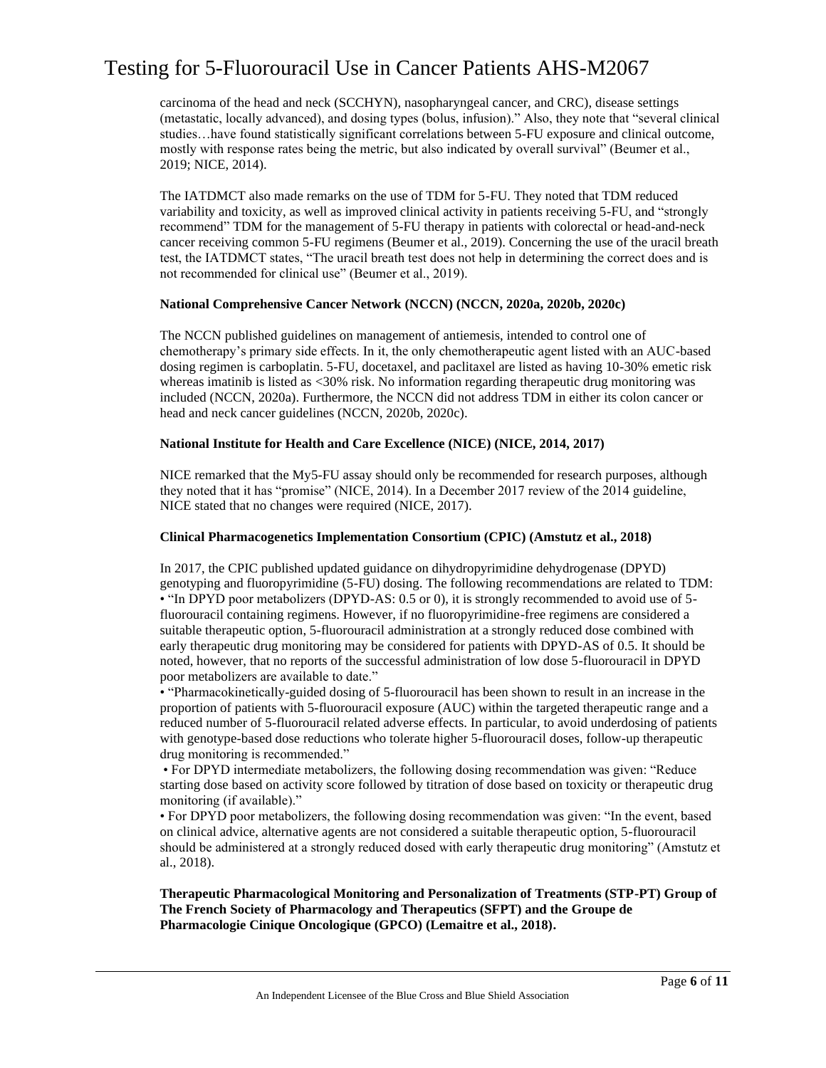carcinoma of the head and neck (SCCHYN), nasopharyngeal cancer, and CRC), disease settings (metastatic, locally advanced), and dosing types (bolus, infusion)." Also, they note that "several clinical studies…have found statistically significant correlations between 5-FU exposure and clinical outcome, mostly with response rates being the metric, but also indicated by overall survival" (Beumer et al., 2019; NICE, 2014).

The IATDMCT also made remarks on the use of TDM for 5-FU. They noted that TDM reduced variability and toxicity, as well as improved clinical activity in patients receiving 5-FU, and "strongly recommend" TDM for the management of 5-FU therapy in patients with colorectal or head-and-neck cancer receiving common 5-FU regimens (Beumer et al., 2019). Concerning the use of the uracil breath test, the IATDMCT states, "The uracil breath test does not help in determining the correct does and is not recommended for clinical use" (Beumer et al., 2019).

**National Comprehensive Cancer Network (NCCN) (NCCN, 2020a, 2020b, 2020c)**

The NCCN published guidelines on management of antiemesis, intended to control one of chemotherapy's primary side effects. In it, the only chemotherapeutic agent listed with an AUC-based dosing regimen is carboplatin. 5-FU, docetaxel, and paclitaxel are listed as having 10-30% emetic risk whereas imatinib is listed as <30% risk. No information regarding therapeutic drug monitoring was included (NCCN, 2020a). Furthermore, the NCCN did not address TDM in either its colon cancer or head and neck cancer guidelines (NCCN, 2020b, 2020c).

**National Institute for Health and Care Excellence (NICE) (NICE, 2014, 2017)**

NICE remarked that the My5-FU assay should only be recommended for research purposes, although they noted that it has "promise" (NICE, 2014). In a December 2017 review of the 2014 guideline, NICE stated that no changes were required (NICE, 2017).

**Clinical Pharmacogenetics Implementation Consortium (CPIC) (Amstutz et al., 2018)**

In 2017, the CPIC published updated guidance on dihydropyrimidine dehydrogenase (DPYD) genotyping and fluoropyrimidine (5-FU) dosing. The following recommendations are related to TDM:

- "In DPYD poor metabolizers (DPYD-AS: 0.5 or 0), it is strongly recommended to avoid use of 5-fluorouracil containing regimens. However, if no fluoropyrimidine-free regimens are considered a suitable therapeutic option, 5-fluorouracil administration at a strongly reduced dose combined with early therapeutic drug monitoring may be considered for patients with DPYD-AS of 0.5. It should be noted, however, that no reports of the successful administration of low dose 5-fluorouracil in DPYD poor metabolizers are available to date."
- "Pharmacokinetically-guided dosing of 5-fluorouracil has been shown to result in an increase in the proportion of patients with 5-fluorouracil exposure (AUC) within the targeted therapeutic range and a reduced number of 5-fluorouracil related adverse effects. In particular, to avoid underdosing of patients with genotype-based dose reductions who tolerate higher 5-fluorouracil doses, follow-up therapeutic drug monitoring is recommended."
- For DPYD intermediate metabolizers, the following dosing recommendation was given: "Reduce starting dose based on activity score followed by titration of dose based on toxicity or therapeutic drug monitoring (if available)."
- For DPYD poor metabolizers, the following dosing recommendation was given: "In the event, based on clinical advice, alternative agents are not considered a suitable therapeutic option, 5-fluorouracil should be administered at a strongly reduced dosed with early therapeutic drug monitoring" (Amstutz et al., 2018).

**Therapeutic Pharmacological Monitoring and Personalization of Treatments (STP-PT) Group of The French Society of Pharmacology and Therapeutics (SFPT) and the Groupe de Pharmacologie Cinique Oncologique (GPCO) (Lemaitre et al., 2018).**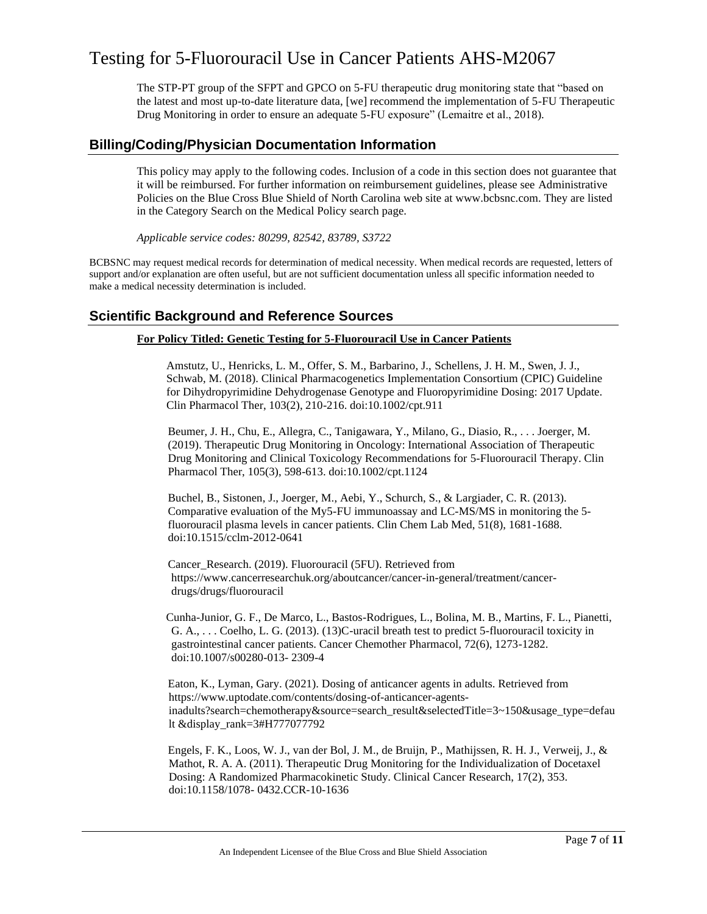The STP-PT group of the SFPT and GPCO on 5-FU therapeutic drug monitoring state that "based on the latest and most up-to-date literature data, [we] recommend the implementation of 5-FU Therapeutic Drug Monitoring in order to ensure an adequate 5-FU exposure" (Lemaitre et al., 2018).

## Billing/Coding/Physician Documentation Information

This policy may apply to the following codes. Inclusion of a code in this section does not guarantee that it will be reimbursed. For further information on reimbursement guidelines, please see Administrative Policies on the Blue Cross Blue Shield of North Carolina web site at www.bcbsnc.com. They are listed in the Category Search on the Medical Policy search page.

*Applicable service codes: 80299, 82542, 83789, S3722*

BCBSNC may request medical records for determination of medical necessity. When medical records are requested, letters of support and/or explanation are often useful, but are not sufficient documentation unless all specific information needed to make a medical necessity determination is included.

## Scientific Background and Reference Sources

**For Policy Titled: Genetic Testing for 5-Fluorouracil Use in Cancer Patients**

Amstutz, U., Henricks, L. M., Offer, S. M., Barbarino, J., Schellens, J. H. M., Swen, J. J., Schwab, M. (2018). Clinical Pharmacogenetics Implementation Consortium (CPIC) Guideline for Dihydropyrimidine Dehydrogenase Genotype and Fluoropyrimidine Dosing: 2017 Update. Clin Pharmacol Ther, 103(2), 210-216. doi:10.1002/cpt.911

Beumer, J. H., Chu, E., Allegra, C., Tanigawara, Y., Milano, G., Diasio, R., . . . Joerger, M. (2019). Therapeutic Drug Monitoring in Oncology: International Association of Therapeutic Drug Monitoring and Clinical Toxicology Recommendations for 5-Fluorouracil Therapy. Clin Pharmacol Ther, 105(3), 598-613. doi:10.1002/cpt.1124

Buchel, B., Sistonen, J., Joerger, M., Aebi, Y., Schurch, S., & Largiader, C. R. (2013). Comparative evaluation of the My5-FU immunoassay and LC-MS/MS in monitoring the 5-fluorouracil plasma levels in cancer patients. Clin Chem Lab Med, 51(8), 1681-1688. doi:10.1515/cclm-2012-0641

Cancer_Research. (2019). Fluorouracil (5FU). Retrieved from https://www.cancerresearchuk.org/aboutcancer/cancer-in-general/treatment/cancer-drugs/drugs/fluorouracil

Cunha-Junior, G. F., De Marco, L., Bastos-Rodrigues, L., Bolina, M. B., Martins, F. L., Pianetti, G. A., . . . Coelho, L. G. (2013). (13)C-uracil breath test to predict 5-fluorouracil toxicity in gastrointestinal cancer patients. Cancer Chemother Pharmacol, 72(6), 1273-1282. doi:10.1007/s00280-013- 2309-4

Eaton, K., Lyman, Gary. (2021). Dosing of anticancer agents in adults. Retrieved from https://www.uptodate.com/contents/dosing-of-anticancer-agents-inadults?search=chemotherapy&source=search_result&selectedTitle=3~150&usage_type=default &display_rank=3#H777077792

Engels, F. K., Loos, W. J., van der Bol, J. M., de Bruijn, P., Mathijssen, R. H. J., Verweij, J., & Mathot, R. A. A. (2011). Therapeutic Drug Monitoring for the Individualization of Docetaxel Dosing: A Randomized Pharmacokinetic Study. Clinical Cancer Research, 17(2), 353. doi:10.1158/1078- 0432.CCR-10-1636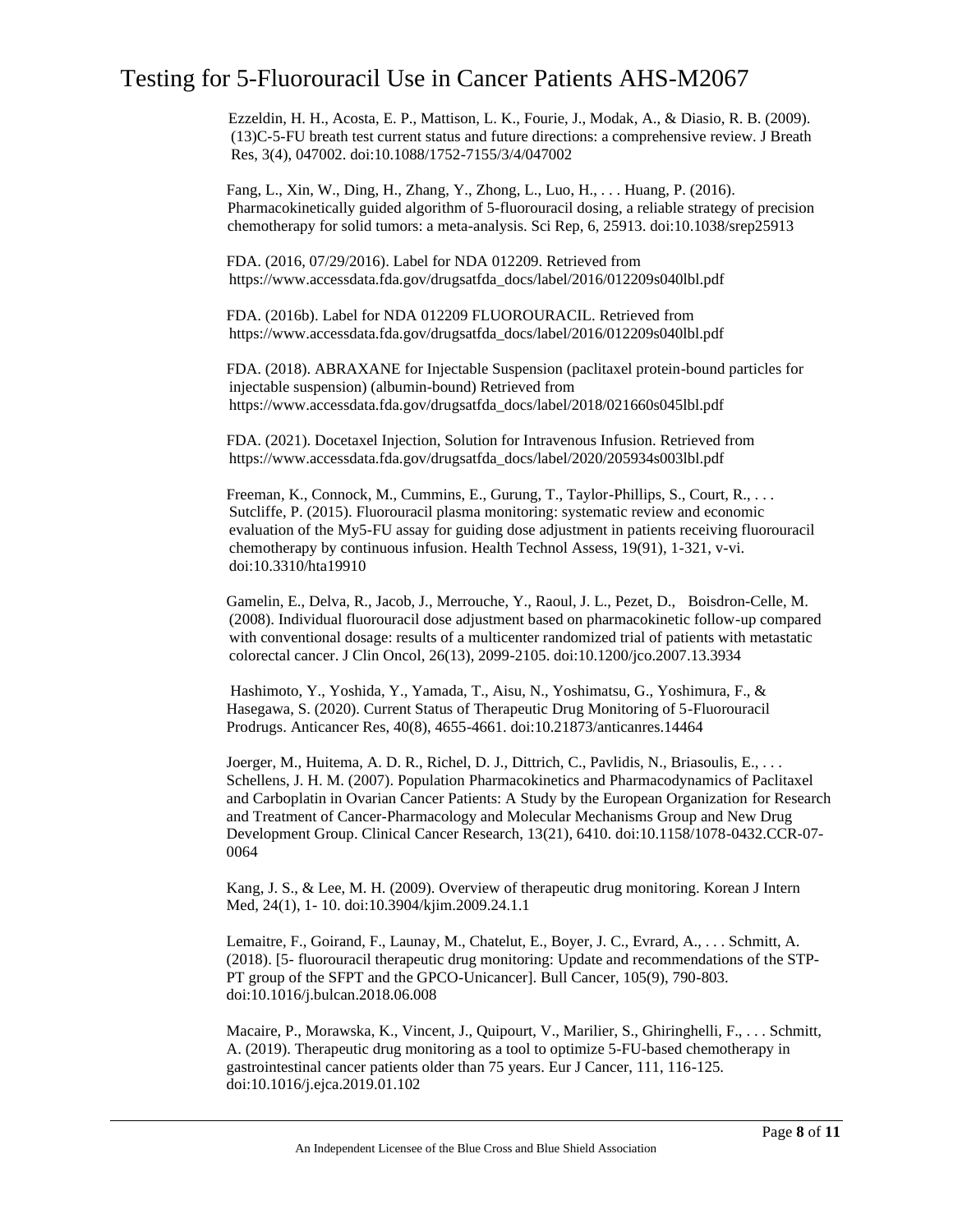Ezzeldin, H. H., Acosta, E. P., Mattison, L. K., Fourie, J., Modak, A., & Diasio, R. B. (2009). (13)C-5-FU breath test current status and future directions: a comprehensive review. J Breath Res, 3(4), 047002. doi:10.1088/1752-7155/3/4/047002

Fang, L., Xin, W., Ding, H., Zhang, Y., Zhong, L., Luo, H., . . . Huang, P. (2016). Pharmacokinetically guided algorithm of 5-fluorouracil dosing, a reliable strategy of precision chemotherapy for solid tumors: a meta-analysis. Sci Rep, 6, 25913. doi:10.1038/srep25913

FDA. (2016, 07/29/2016). Label for NDA 012209. Retrieved from https://www.accessdata.fda.gov/drugsatfda_docs/label/2016/012209s040lbl.pdf

FDA. (2016b). Label for NDA 012209 FLUOROURACIL. Retrieved from https://www.accessdata.fda.gov/drugsatfda_docs/label/2016/012209s040lbl.pdf

FDA. (2018). ABRAXANE for Injectable Suspension (paclitaxel protein-bound particles for injectable suspension) (albumin-bound) Retrieved from https://www.accessdata.fda.gov/drugsatfda_docs/label/2018/021660s045lbl.pdf

FDA. (2021). Docetaxel Injection, Solution for Intravenous Infusion. Retrieved from https://www.accessdata.fda.gov/drugsatfda_docs/label/2020/205934s003lbl.pdf

Freeman, K., Connock, M., Cummins, E., Gurung, T., Taylor-Phillips, S., Court, R., . . . Sutcliffe, P. (2015). Fluorouracil plasma monitoring: systematic review and economic evaluation of the My5-FU assay for guiding dose adjustment in patients receiving fluorouracil chemotherapy by continuous infusion. Health Technol Assess, 19(91), 1-321, v-vi. doi:10.3310/hta19910

Gamelin, E., Delva, R., Jacob, J., Merrouche, Y., Raoul, J. L., Pezet, D., Boisdron-Celle, M. (2008). Individual fluorouracil dose adjustment based on pharmacokinetic follow-up compared with conventional dosage: results of a multicenter randomized trial of patients with metastatic colorectal cancer. J Clin Oncol, 26(13), 2099-2105. doi:10.1200/jco.2007.13.3934

Hashimoto, Y., Yoshida, Y., Yamada, T., Aisu, N., Yoshimatsu, G., Yoshimura, F., & Hasegawa, S. (2020). Current Status of Therapeutic Drug Monitoring of 5-Fluorouracil Prodrugs. Anticancer Res, 40(8), 4655-4661. doi:10.21873/anticanres.14464

Joerger, M., Huitema, A. D. R., Richel, D. J., Dittrich, C., Pavlidis, N., Briasoulis, E., . . . Schellens, J. H. M. (2007). Population Pharmacokinetics and Pharmacodynamics of Paclitaxel and Carboplatin in Ovarian Cancer Patients: A Study by the European Organization for Research and Treatment of Cancer-Pharmacology and Molecular Mechanisms Group and New Drug Development Group. Clinical Cancer Research, 13(21), 6410. doi:10.1158/1078-0432.CCR-07-0064

Kang, J. S., & Lee, M. H. (2009). Overview of therapeutic drug monitoring. Korean J Intern Med, 24(1), 1- 10. doi:10.3904/kjim.2009.24.1.1

Lemaitre, F., Goirand, F., Launay, M., Chatelut, E., Boyer, J. C., Evrard, A., . . . Schmitt, A. (2018). [5- fluorouracil therapeutic drug monitoring: Update and recommendations of the STP-PT group of the SFPT and the GPCO-Unicancer]. Bull Cancer, 105(9), 790-803. doi:10.1016/j.bulcan.2018.06.008

Macaire, P., Morawska, K., Vincent, J., Quipourt, V., Marilier, S., Ghiringhelli, F., . . . Schmitt, A. (2019). Therapeutic drug monitoring as a tool to optimize 5-FU-based chemotherapy in gastrointestinal cancer patients older than 75 years. Eur J Cancer, 111, 116-125. doi:10.1016/j.ejca.2019.01.102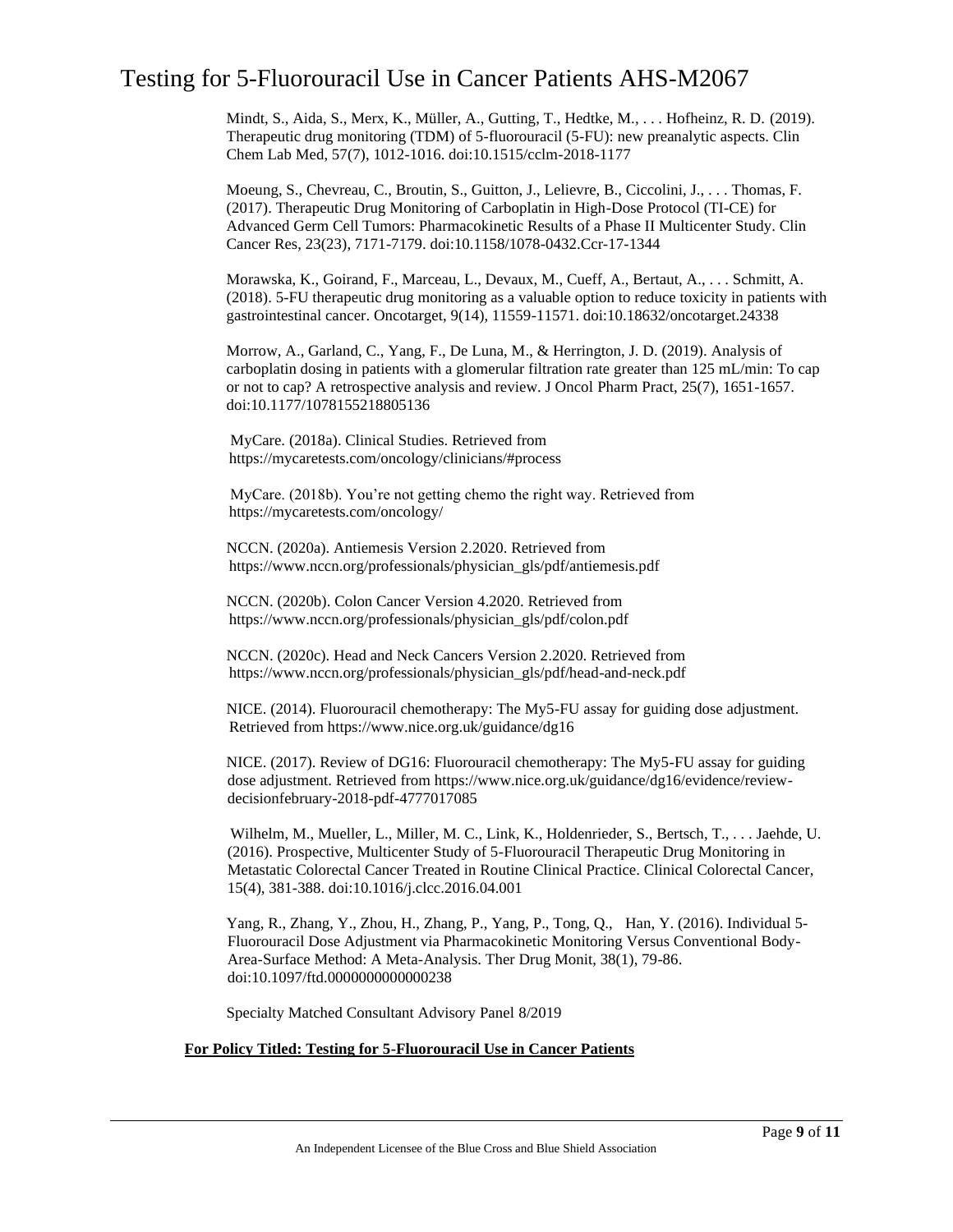Mindt, S., Aida, S., Merx, K., Müller, A., Gutting, T., Hedtke, M., . . . Hofheinz, R. D. (2019). Therapeutic drug monitoring (TDM) of 5-fluorouracil (5-FU): new preanalytic aspects. Clin Chem Lab Med, 57(7), 1012-1016. doi:10.1515/cclm-2018-1177

Moeung, S., Chevreau, C., Broutin, S., Guitton, J., Lelievre, B., Ciccolini, J., . . . Thomas, F. (2017). Therapeutic Drug Monitoring of Carboplatin in High-Dose Protocol (TI-CE) for Advanced Germ Cell Tumors: Pharmacokinetic Results of a Phase II Multicenter Study. Clin Cancer Res, 23(23), 7171-7179. doi:10.1158/1078-0432.Ccr-17-1344

Morawska, K., Goirand, F., Marceau, L., Devaux, M., Cueff, A., Bertaut, A., . . . Schmitt, A. (2018). 5-FU therapeutic drug monitoring as a valuable option to reduce toxicity in patients with gastrointestinal cancer. Oncotarget, 9(14), 11559-11571. doi:10.18632/oncotarget.24338

Morrow, A., Garland, C., Yang, F., De Luna, M., & Herrington, J. D. (2019). Analysis of carboplatin dosing in patients with a glomerular filtration rate greater than 125 mL/min: To cap or not to cap? A retrospective analysis and review. J Oncol Pharm Pract, 25(7), 1651-1657. doi:10.1177/1078155218805136

MyCare. (2018a). Clinical Studies. Retrieved from https://mycaretests.com/oncology/clinicians/#process

MyCare. (2018b). You're not getting chemo the right way. Retrieved from https://mycaretests.com/oncology/

NCCN. (2020a). Antiemesis Version 2.2020. Retrieved from https://www.nccn.org/professionals/physician_gls/pdf/antiemesis.pdf

NCCN. (2020b). Colon Cancer Version 4.2020. Retrieved from https://www.nccn.org/professionals/physician_gls/pdf/colon.pdf

NCCN. (2020c). Head and Neck Cancers Version 2.2020. Retrieved from https://www.nccn.org/professionals/physician_gls/pdf/head-and-neck.pdf

NICE. (2014). Fluorouracil chemotherapy: The My5-FU assay for guiding dose adjustment. Retrieved from https://www.nice.org.uk/guidance/dg16

NICE. (2017). Review of DG16: Fluorouracil chemotherapy: The My5-FU assay for guiding dose adjustment. Retrieved from https://www.nice.org.uk/guidance/dg16/evidence/review-decisionfebruary-2018-pdf-4777017085

Wilhelm, M., Mueller, L., Miller, M. C., Link, K., Holdenrieder, S., Bertsch, T., . . . Jaehde, U. (2016). Prospective, Multicenter Study of 5-Fluorouracil Therapeutic Drug Monitoring in Metastatic Colorectal Cancer Treated in Routine Clinical Practice. Clinical Colorectal Cancer, 15(4), 381-388. doi:10.1016/j.clcc.2016.04.001

Yang, R., Zhang, Y., Zhou, H., Zhang, P., Yang, P., Tong, Q., Han, Y. (2016). Individual 5-Fluorouracil Dose Adjustment via Pharmacokinetic Monitoring Versus Conventional Body-Area-Surface Method: A Meta-Analysis. Ther Drug Monit, 38(1), 79-86. doi:10.1097/ftd.0000000000000238

Specialty Matched Consultant Advisory Panel 8/2019

**For Policy Titled: Testing for 5-Fluorouracil Use in Cancer Patients**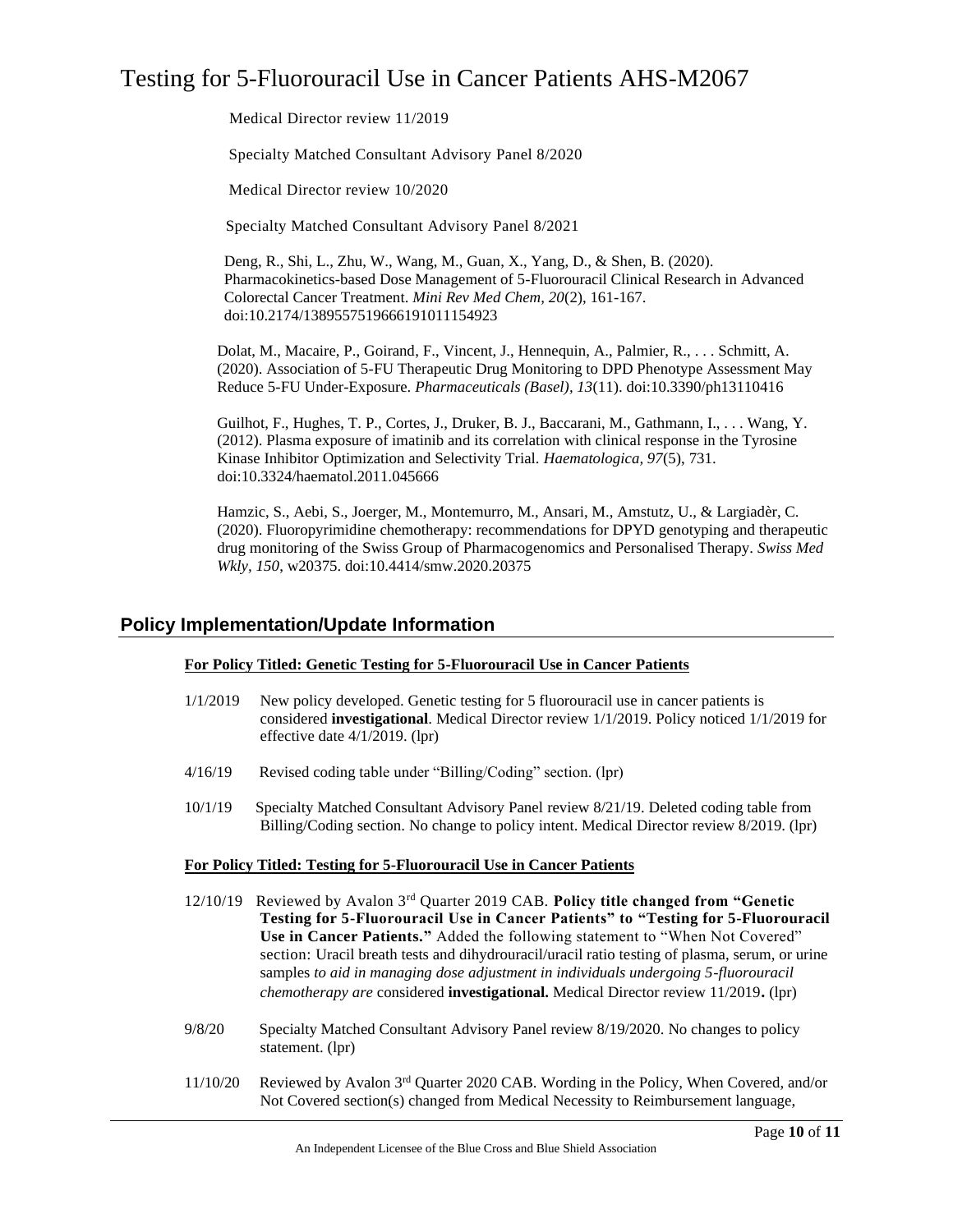Medical Director review 11/2019

Specialty Matched Consultant Advisory Panel 8/2020

Medical Director review 10/2020

Specialty Matched Consultant Advisory Panel 8/2021

Deng, R., Shi, L., Zhu, W., Wang, M., Guan, X., Yang, D., & Shen, B. (2020). Pharmacokinetics-based Dose Management of 5-Fluorouracil Clinical Research in Advanced Colorectal Cancer Treatment. *Mini Rev Med Chem, 20*(2), 161-167. doi:10.2174/1389557519666191011154923

Dolat, M., Macaire, P., Goirand, F., Vincent, J., Hennequin, A., Palmier, R., . . . Schmitt, A. (2020). Association of 5-FU Therapeutic Drug Monitoring to DPD Phenotype Assessment May Reduce 5-FU Under-Exposure. *Pharmaceuticals (Basel), 13*(11). doi:10.3390/ph13110416

Guilhot, F., Hughes, T. P., Cortes, J., Druker, B. J., Baccarani, M., Gathmann, I., . . . Wang, Y. (2012). Plasma exposure of imatinib and its correlation with clinical response in the Tyrosine Kinase Inhibitor Optimization and Selectivity Trial. *Haematologica, 97*(5), 731. doi:10.3324/haematol.2011.045666

Hamzic, S., Aebi, S., Joerger, M., Montemurro, M., Ansari, M., Amstutz, U., & Largiadèr, C. (2020). Fluoropyrimidine chemotherapy: recommendations for DPYD genotyping and therapeutic drug monitoring of the Swiss Group of Pharmacogenomics and Personalised Therapy. *Swiss Med Wkly, 150*, w20375. doi:10.4414/smw.2020.20375

## Policy Implementation/Update Information

**For Policy Titled: Genetic Testing for 5-Fluorouracil Use in Cancer Patients**

1/1/2019 New policy developed. Genetic testing for 5 fluorouracil use in cancer patients is considered **investigational**. Medical Director review 1/1/2019. Policy noticed 1/1/2019 for effective date 4/1/2019. (lpr)

4/16/19 Revised coding table under "Billing/Coding" section. (lpr)

10/1/19 Specialty Matched Consultant Advisory Panel review 8/21/19. Deleted coding table from Billing/Coding section. No change to policy intent. Medical Director review 8/2019. (lpr)

**For Policy Titled: Testing for 5-Fluorouracil Use in Cancer Patients**

12/10/19 Reviewed by Avalon 3rd Quarter 2019 CAB. **Policy title changed from "Genetic Testing for 5-Fluorouracil Use in Cancer Patients" to "Testing for 5-Fluorouracil Use in Cancer Patients."** Added the following statement to "When Not Covered" section: Uracil breath tests and dihydrouracil/uracil ratio testing of plasma, serum, or urine samples *to aid in managing dose adjustment in individuals undergoing 5-fluorouracil chemotherapy are* considered **investigational.** Medical Director review 11/2019**.** (lpr)

9/8/20 Specialty Matched Consultant Advisory Panel review 8/19/2020. No changes to policy statement. (lpr)

11/10/20 Reviewed by Avalon 3rd Quarter 2020 CAB. Wording in the Policy, When Covered, and/or Not Covered section(s) changed from Medical Necessity to Reimbursement language,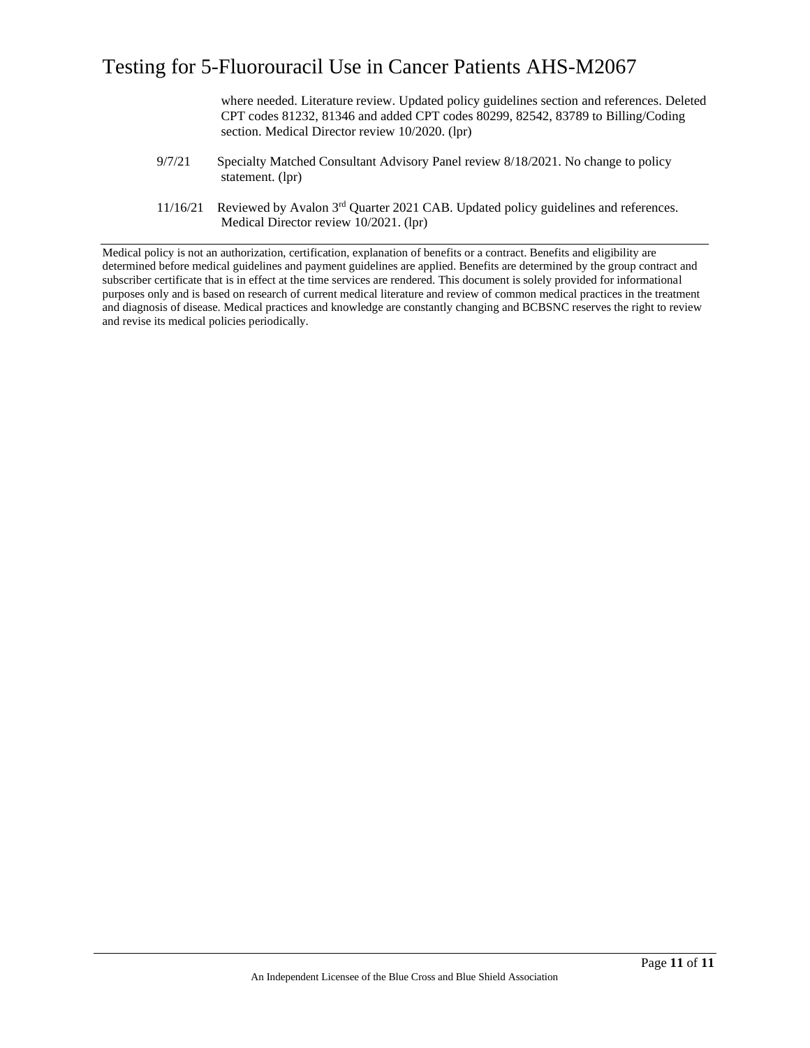where needed. Literature review. Updated policy guidelines section and references. Deleted CPT codes 81232, 81346 and added CPT codes 80299, 82542, 83789 to Billing/Coding section. Medical Director review 10/2020. (lpr)

9/7/21 Specialty Matched Consultant Advisory Panel review 8/18/2021. No change to policy statement. (lpr)

11/16/21 Reviewed by Avalon 3rd Quarter 2021 CAB. Updated policy guidelines and references. Medical Director review 10/2021. (lpr)

---

Medical policy is not an authorization, certification, explanation of benefits or a contract. Benefits and eligibility are determined before medical guidelines and payment guidelines are applied. Benefits are determined by the group contract and subscriber certificate that is in effect at the time services are rendered. This document is solely provided for informational purposes only and is based on research of current medical literature and review of common medical practices in the treatment and diagnosis of disease. Medical practices and knowledge are constantly changing and BCBSNC reserves the right to review and revise its medical policies periodically.